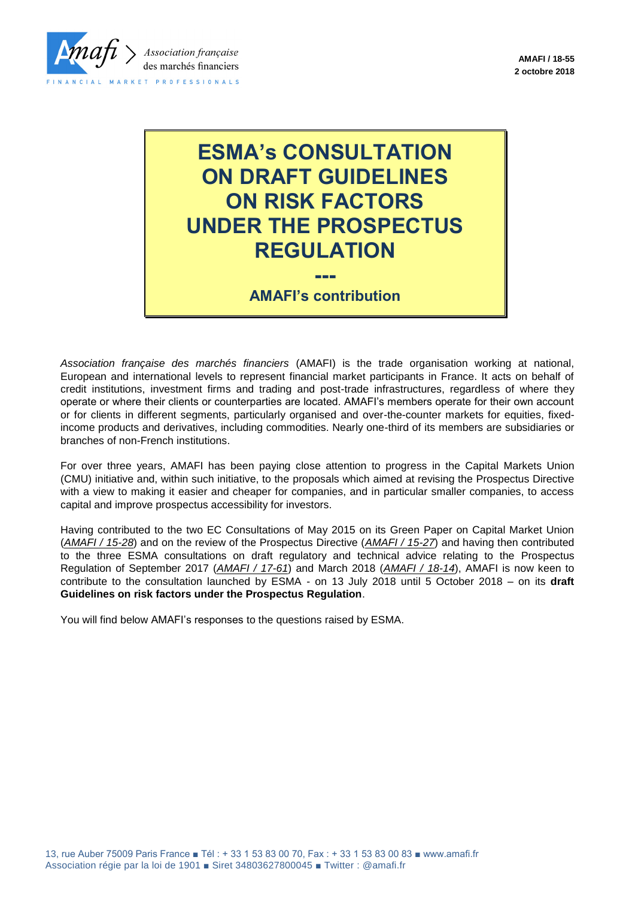Association française des marchés financiers

FINANCIAL MARKET PROFESSIONALS

**AMAFI / 18-55**
**2 octobre 2018**

# ESMA's CONSULTATION ON DRAFT GUIDELINES ON RISK FACTORS UNDER THE PROSPECTUS REGULATION

---

**AMAFI's contribution**

*Association française des marchés financiers* (AMAFI) is the trade organisation working at national, European and international levels to represent financial market participants in France. It acts on behalf of credit institutions, investment firms and trading and post-trade infrastructures, regardless of where they operate or where their clients or counterparties are located. AMAFI's members operate for their own account or for clients in different segments, particularly organised and over-the-counter markets for equities, fixed-income products and derivatives, including commodities. Nearly one-third of its members are subsidiaries or branches of non-French institutions.

For over three years, AMAFI has been paying close attention to progress in the Capital Markets Union (CMU) initiative and, within such initiative, to the proposals which aimed at revising the Prospectus Directive with a view to making it easier and cheaper for companies, and in particular smaller companies, to access capital and improve prospectus accessibility for investors.

Having contributed to the two EC Consultations of May 2015 on its Green Paper on Capital Market Union (*AMAFI / 15-28*) and on the review of the Prospectus Directive (*AMAFI / 15-27*) and having then contributed to the three ESMA consultations on draft regulatory and technical advice relating to the Prospectus Regulation of September 2017 (*AMAFI / 17-61*) and March 2018 (*AMAFI / 18-14*), AMAFI is now keen to contribute to the consultation launched by ESMA - on 13 July 2018 until 5 October 2018 – on its **draft Guidelines on risk factors under the Prospectus Regulation**.

You will find below AMAFI's responses to the questions raised by ESMA.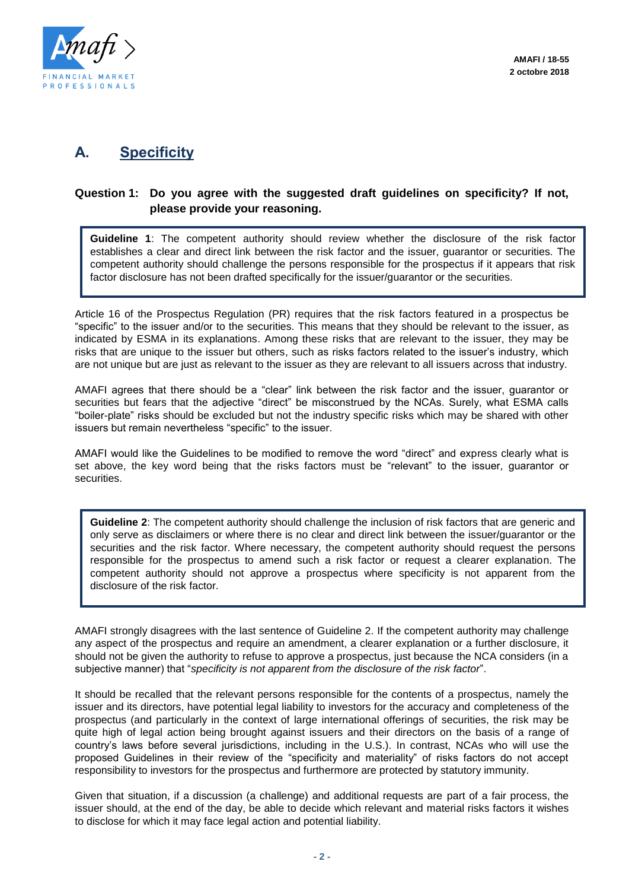## A. Specificity

### Question 1: Do you agree with the suggested draft guidelines on specificity? If not, please provide your reasoning.

> **Guideline 1**: The competent authority should review whether the disclosure of the risk factor establishes a clear and direct link between the risk factor and the issuer, guarantor or securities. The competent authority should challenge the persons responsible for the prospectus if it appears that risk factor disclosure has not been drafted specifically for the issuer/guarantor or the securities.

Article 16 of the Prospectus Regulation (PR) requires that the risk factors featured in a prospectus be "specific" to the issuer and/or to the securities. This means that they should be relevant to the issuer, as indicated by ESMA in its explanations. Among these risks that are relevant to the issuer, they may be risks that are unique to the issuer but others, such as risks factors related to the issuer's industry, which are not unique but are just as relevant to the issuer as they are relevant to all issuers across that industry.

AMAFI agrees that there should be a "clear" link between the risk factor and the issuer, guarantor or securities but fears that the adjective "direct" be misconstrued by the NCAs. Surely, what ESMA calls "boiler-plate" risks should be excluded but not the industry specific risks which may be shared with other issuers but remain nevertheless "specific" to the issuer.

AMAFI would like the Guidelines to be modified to remove the word "direct" and express clearly what is set above, the key word being that the risks factors must be "relevant" to the issuer, guarantor or securities.

> **Guideline 2**: The competent authority should challenge the inclusion of risk factors that are generic and only serve as disclaimers or where there is no clear and direct link between the issuer/guarantor or the securities and the risk factor. Where necessary, the competent authority should request the persons responsible for the prospectus to amend such a risk factor or request a clearer explanation. The competent authority should not approve a prospectus where specificity is not apparent from the disclosure of the risk factor.

AMAFI strongly disagrees with the last sentence of Guideline 2. If the competent authority may challenge any aspect of the prospectus and require an amendment, a clearer explanation or a further disclosure, it should not be given the authority to refuse to approve a prospectus, just because the NCA considers (in a subjective manner) that "*specificity is not apparent from the disclosure of the risk factor*".

It should be recalled that the relevant persons responsible for the contents of a prospectus, namely the issuer and its directors, have potential legal liability to investors for the accuracy and completeness of the prospectus (and particularly in the context of large international offerings of securities, the risk may be quite high of legal action being brought against issuers and their directors on the basis of a range of country's laws before several jurisdictions, including in the U.S.). In contrast, NCAs who will use the proposed Guidelines in their review of the "specificity and materiality" of risks factors do not accept responsibility to investors for the prospectus and furthermore are protected by statutory immunity.

Given that situation, if a discussion (a challenge) and additional requests are part of a fair process, the issuer should, at the end of the day, be able to decide which relevant and material risks factors it wishes to disclose for which it may face legal action and potential liability.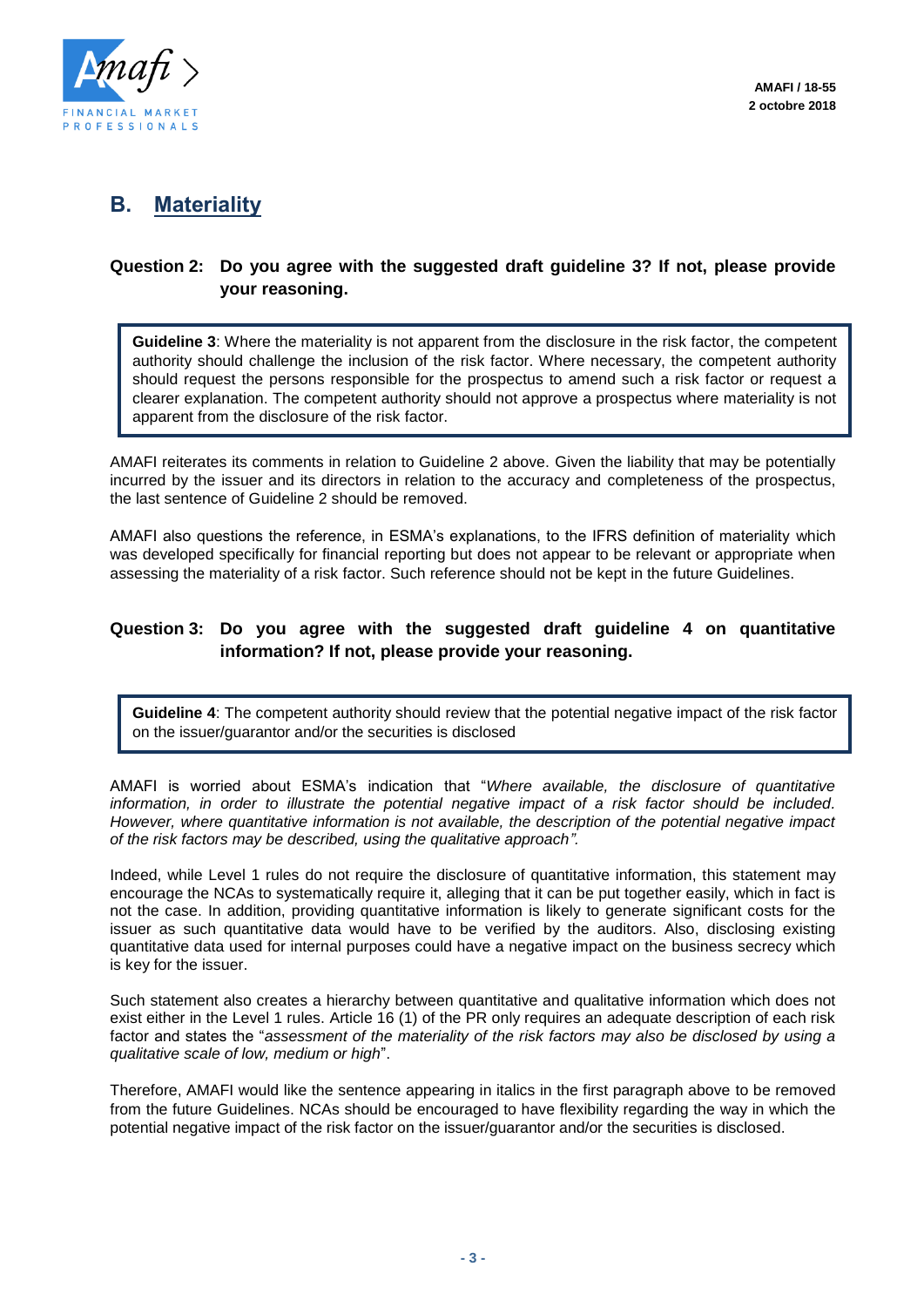## B. Materiality

### Question 2: Do you agree with the suggested draft guideline 3? If not, please provide your reasoning.

> **Guideline 3**: Where the materiality is not apparent from the disclosure in the risk factor, the competent authority should challenge the inclusion of the risk factor. Where necessary, the competent authority should request the persons responsible for the prospectus to amend such a risk factor or request a clearer explanation. The competent authority should not approve a prospectus where materiality is not apparent from the disclosure of the risk factor.

AMAFI reiterates its comments in relation to Guideline 2 above. Given the liability that may be potentially incurred by the issuer and its directors in relation to the accuracy and completeness of the prospectus, the last sentence of Guideline 2 should be removed.

AMAFI also questions the reference, in ESMA's explanations, to the IFRS definition of materiality which was developed specifically for financial reporting but does not appear to be relevant or appropriate when assessing the materiality of a risk factor. Such reference should not be kept in the future Guidelines.

### Question 3: Do you agree with the suggested draft guideline 4 on quantitative information? If not, please provide your reasoning.

> **Guideline 4**: The competent authority should review that the potential negative impact of the risk factor on the issuer/guarantor and/or the securities is disclosed

AMAFI is worried about ESMA's indication that "*Where available, the disclosure of quantitative information, in order to illustrate the potential negative impact of a risk factor should be included. However, where quantitative information is not available, the description of the potential negative impact of the risk factors may be described, using the qualitative approach".*

Indeed, while Level 1 rules do not require the disclosure of quantitative information, this statement may encourage the NCAs to systematically require it, alleging that it can be put together easily, which in fact is not the case. In addition, providing quantitative information is likely to generate significant costs for the issuer as such quantitative data would have to be verified by the auditors. Also, disclosing existing quantitative data used for internal purposes could have a negative impact on the business secrecy which is key for the issuer.

Such statement also creates a hierarchy between quantitative and qualitative information which does not exist either in the Level 1 rules. Article 16 (1) of the PR only requires an adequate description of each risk factor and states the "*assessment of the materiality of the risk factors may also be disclosed by using a qualitative scale of low, medium or high*".

Therefore, AMAFI would like the sentence appearing in italics in the first paragraph above to be removed from the future Guidelines. NCAs should be encouraged to have flexibility regarding the way in which the potential negative impact of the risk factor on the issuer/guarantor and/or the securities is disclosed.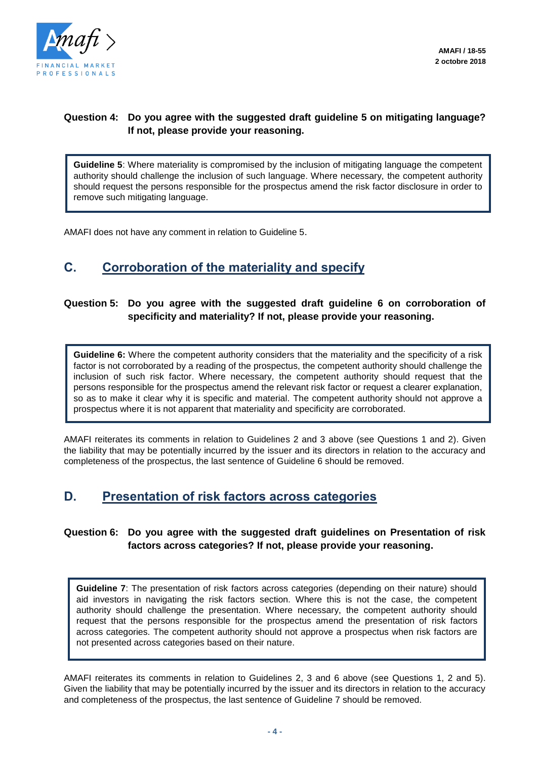**Question 4: Do you agree with the suggested draft guideline 5 on mitigating language? If not, please provide your reasoning.**

> **Guideline 5**: Where materiality is compromised by the inclusion of mitigating language the competent authority should challenge the inclusion of such language. Where necessary, the competent authority should request the persons responsible for the prospectus amend the risk factor disclosure in order to remove such mitigating language.

AMAFI does not have any comment in relation to Guideline 5.

## C. Corroboration of the materiality and specify

**Question 5: Do you agree with the suggested draft guideline 6 on corroboration of specificity and materiality? If not, please provide your reasoning.**

> **Guideline 6:** Where the competent authority considers that the materiality and the specificity of a risk factor is not corroborated by a reading of the prospectus, the competent authority should challenge the inclusion of such risk factor. Where necessary, the competent authority should request that the persons responsible for the prospectus amend the relevant risk factor or request a clearer explanation, so as to make it clear why it is specific and material. The competent authority should not approve a prospectus where it is not apparent that materiality and specificity are corroborated.

AMAFI reiterates its comments in relation to Guidelines 2 and 3 above (see Questions 1 and 2). Given the liability that may be potentially incurred by the issuer and its directors in relation to the accuracy and completeness of the prospectus, the last sentence of Guideline 6 should be removed.

## D. Presentation of risk factors across categories

**Question 6: Do you agree with the suggested draft guidelines on Presentation of risk factors across categories? If not, please provide your reasoning.**

> **Guideline 7**: The presentation of risk factors across categories (depending on their nature) should aid investors in navigating the risk factors section. Where this is not the case, the competent authority should challenge the presentation. Where necessary, the competent authority should request that the persons responsible for the prospectus amend the presentation of risk factors across categories. The competent authority should not approve a prospectus when risk factors are not presented across categories based on their nature.

AMAFI reiterates its comments in relation to Guidelines 2, 3 and 6 above (see Questions 1, 2 and 5). Given the liability that may be potentially incurred by the issuer and its directors in relation to the accuracy and completeness of the prospectus, the last sentence of Guideline 7 should be removed.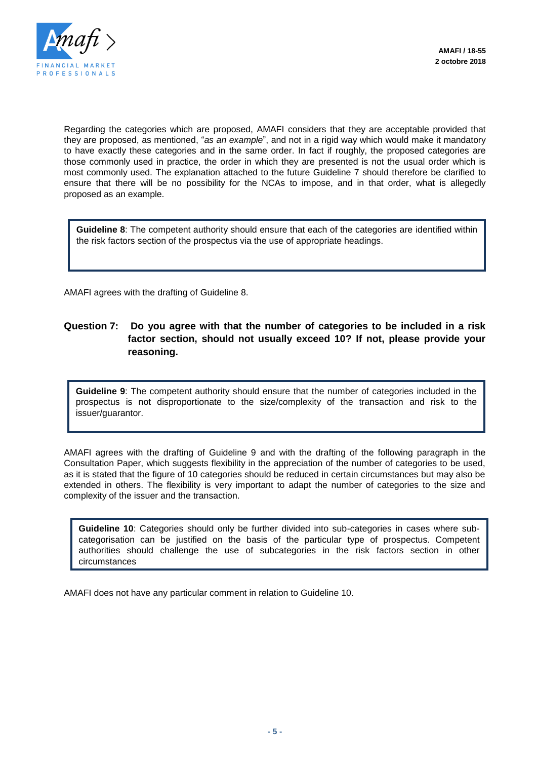Regarding the categories which are proposed, AMAFI considers that they are acceptable provided that they are proposed, as mentioned, "*as an example*", and not in a rigid way which would make it mandatory to have exactly these categories and in the same order. In fact if roughly, the proposed categories are those commonly used in practice, the order in which they are presented is not the usual order which is most commonly used. The explanation attached to the future Guideline 7 should therefore be clarified to ensure that there will be no possibility for the NCAs to impose, and in that order, what is allegedly proposed as an example.

> **Guideline 8**: The competent authority should ensure that each of the categories are identified within the risk factors section of the prospectus via the use of appropriate headings.

AMAFI agrees with the drafting of Guideline 8.

**Question 7: Do you agree with that the number of categories to be included in a risk factor section, should not usually exceed 10? If not, please provide your reasoning.**

> **Guideline 9**: The competent authority should ensure that the number of categories included in the prospectus is not disproportionate to the size/complexity of the transaction and risk to the issuer/guarantor.

AMAFI agrees with the drafting of Guideline 9 and with the drafting of the following paragraph in the Consultation Paper, which suggests flexibility in the appreciation of the number of categories to be used, as it is stated that the figure of 10 categories should be reduced in certain circumstances but may also be extended in others. The flexibility is very important to adapt the number of categories to the size and complexity of the issuer and the transaction.

> **Guideline 10**: Categories should only be further divided into sub-categories in cases where sub-categorisation can be justified on the basis of the particular type of prospectus. Competent authorities should challenge the use of subcategories in the risk factors section in other circumstances

AMAFI does not have any particular comment in relation to Guideline 10.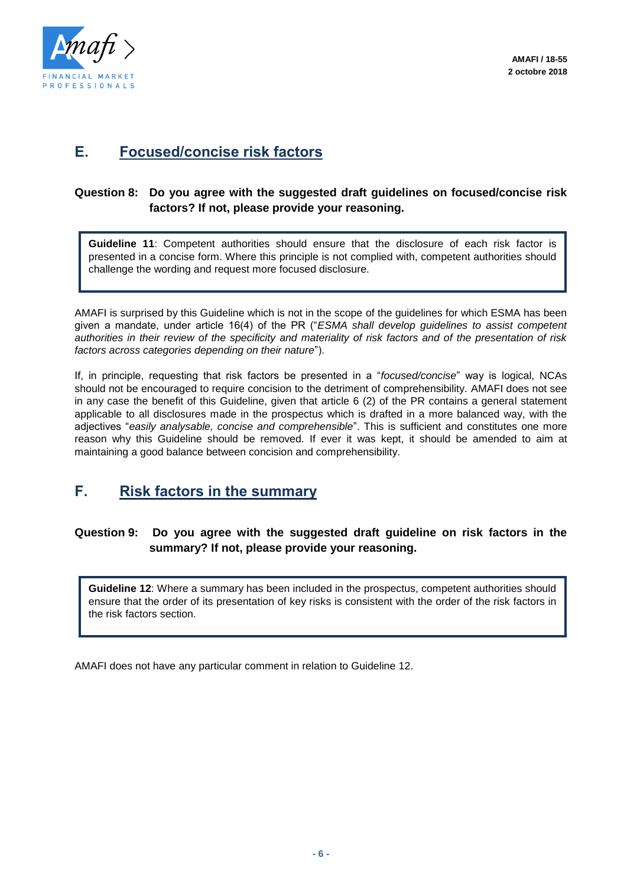## E. Focused/concise risk factors

**Question 8: Do you agree with the suggested draft guidelines on focused/concise risk factors? If not, please provide your reasoning.**

> **Guideline 11**: Competent authorities should ensure that the disclosure of each risk factor is presented in a concise form. Where this principle is not complied with, competent authorities should challenge the wording and request more focused disclosure.

AMAFI is surprised by this Guideline which is not in the scope of the guidelines for which ESMA has been given a mandate, under article 16(4) of the PR ("*ESMA shall develop guidelines to assist competent authorities in their review of the specificity and materiality of risk factors and of the presentation of risk factors across categories depending on their nature*").

If, in principle, requesting that risk factors be presented in a "*focused/concise*" way is logical, NCAs should not be encouraged to require concision to the detriment of comprehensibility. AMAFI does not see in any case the benefit of this Guideline, given that article 6 (2) of the PR contains a general statement applicable to all disclosures made in the prospectus which is drafted in a more balanced way, with the adjectives "*easily analysable, concise and comprehensible*". This is sufficient and constitutes one more reason why this Guideline should be removed. If ever it was kept, it should be amended to aim at maintaining a good balance between concision and comprehensibility.

## F. Risk factors in the summary

**Question 9: Do you agree with the suggested draft guideline on risk factors in the summary? If not, please provide your reasoning.**

> **Guideline 12**: Where a summary has been included in the prospectus, competent authorities should ensure that the order of its presentation of key risks is consistent with the order of the risk factors in the risk factors section.

AMAFI does not have any particular comment in relation to Guideline 12.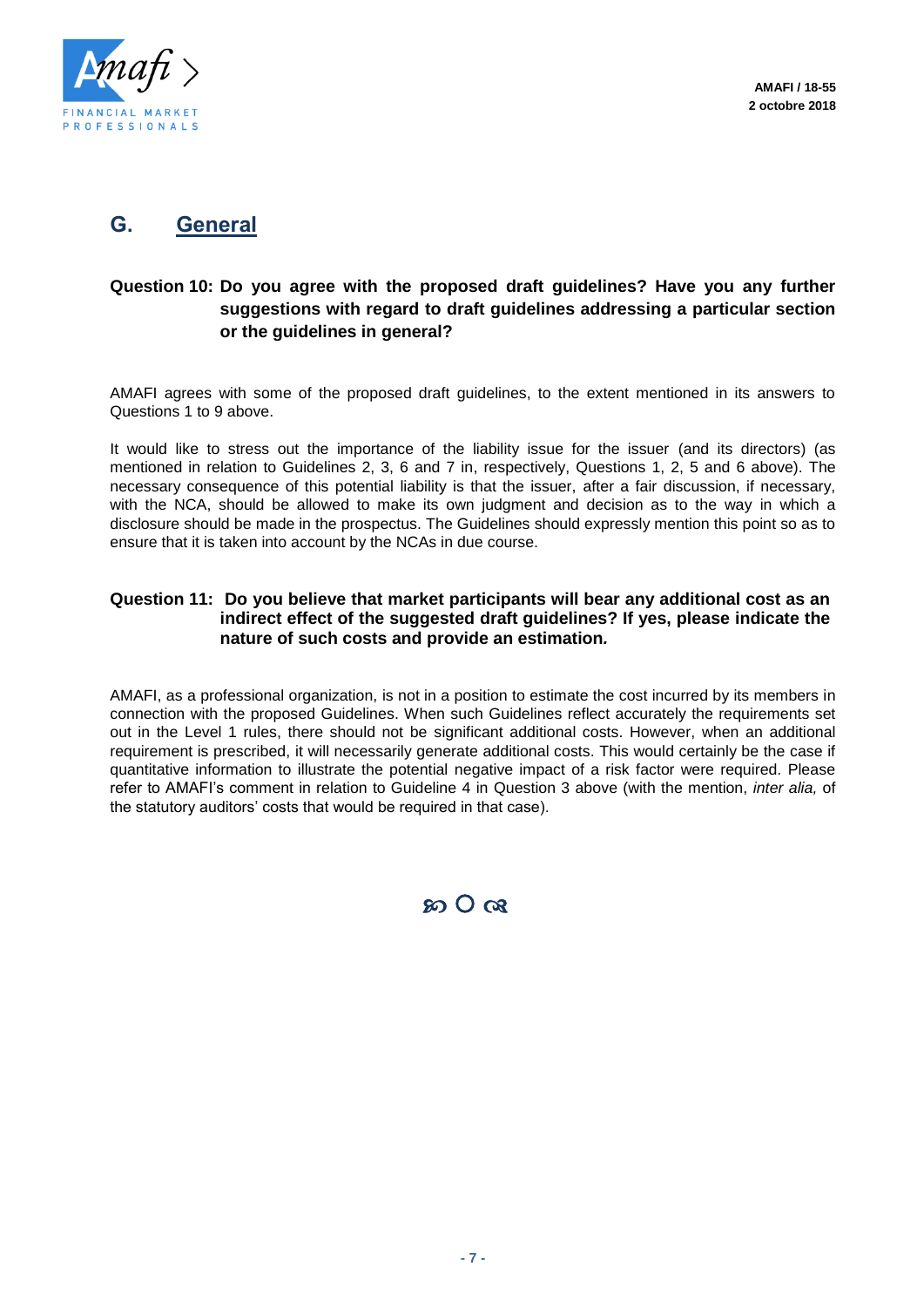## G. General

**Question 10: Do you agree with the proposed draft guidelines? Have you any further suggestions with regard to draft guidelines addressing a particular section or the guidelines in general?**

AMAFI agrees with some of the proposed draft guidelines, to the extent mentioned in its answers to Questions 1 to 9 above.

It would like to stress out the importance of the liability issue for the issuer (and its directors) (as mentioned in relation to Guidelines 2, 3, 6 and 7 in, respectively, Questions 1, 2, 5 and 6 above). The necessary consequence of this potential liability is that the issuer, after a fair discussion, if necessary, with the NCA, should be allowed to make its own judgment and decision as to the way in which a disclosure should be made in the prospectus. The Guidelines should expressly mention this point so as to ensure that it is taken into account by the NCAs in due course.

**Question 11: Do you believe that market participants will bear any additional cost as an indirect effect of the suggested draft guidelines? If yes, please indicate the nature of such costs and provide an estimation.**

AMAFI, as a professional organization, is not in a position to estimate the cost incurred by its members in connection with the proposed Guidelines. When such Guidelines reflect accurately the requirements set out in the Level 1 rules, there should not be significant additional costs. However, when an additional requirement is prescribed, it will necessarily generate additional costs. This would certainly be the case if quantitative information to illustrate the potential negative impact of a risk factor were required. Please refer to AMAFI's comment in relation to Guideline 4 in Question 3 above (with the mention, *inter alia,* of the statutory auditors' costs that would be required in that case).

ஐ O ஐ